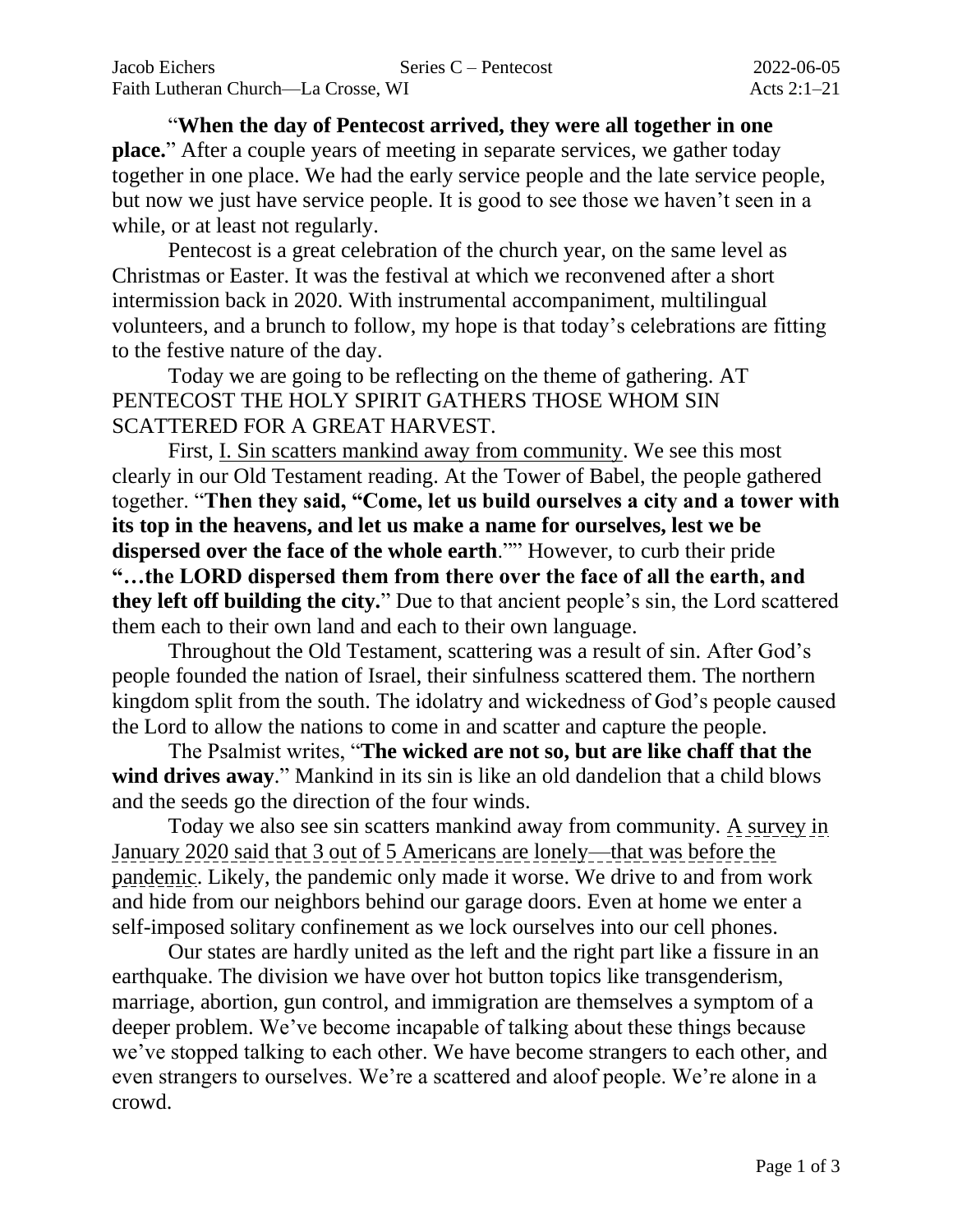Jacob Eichers Series C – Pentecost 2022-06-05
Faith Lutheran Church—La Crosse, WI Acts 2:1–21

"**When the day of Pentecost arrived, they were all together in one place.**" After a couple years of meeting in separate services, we gather today together in one place. We had the early service people and the late service people, but now we just have service people. It is good to see those we haven't seen in a while, or at least not regularly.

Pentecost is a great celebration of the church year, on the same level as Christmas or Easter. It was the festival at which we reconvened after a short intermission back in 2020. With instrumental accompaniment, multilingual volunteers, and a brunch to follow, my hope is that today's celebrations are fitting to the festive nature of the day.

Today we are going to be reflecting on the theme of gathering. AT PENTECOST THE HOLY SPIRIT GATHERS THOSE WHOM SIN SCATTERED FOR A GREAT HARVEST.

First, <u>I. Sin scatters mankind away from community</u>. We see this most clearly in our Old Testament reading. At the Tower of Babel, the people gathered together. "**Then they said, "Come, let us build ourselves a city and a tower with its top in the heavens, and let us make a name for ourselves, lest we be dispersed over the face of the whole earth**."" However, to curb their pride **"…the LORD dispersed them from there over the face of all the earth, and they left off building the city.**" Due to that ancient people's sin, the Lord scattered them each to their own land and each to their own language.

Throughout the Old Testament, scattering was a result of sin. After God's people founded the nation of Israel, their sinfulness scattered them. The northern kingdom split from the south. The idolatry and wickedness of God's people caused the Lord to allow the nations to come in and scatter and capture the people.

The Psalmist writes, "**The wicked are not so, but are like chaff that the wind drives away**." Mankind in its sin is like an old dandelion that a child blows and the seeds go the direction of the four winds.

Today we also see sin scatters mankind away from community. A survey in January 2020 said that 3 out of 5 Americans are lonely—that was before the pandemic. Likely, the pandemic only made it worse. We drive to and from work and hide from our neighbors behind our garage doors. Even at home we enter a self-imposed solitary confinement as we lock ourselves into our cell phones.

Our states are hardly united as the left and the right part like a fissure in an earthquake. The division we have over hot button topics like transgenderism, marriage, abortion, gun control, and immigration are themselves a symptom of a deeper problem. We've become incapable of talking about these things because we've stopped talking to each other. We have become strangers to each other, and even strangers to ourselves. We're a scattered and aloof people. We're alone in a crowd.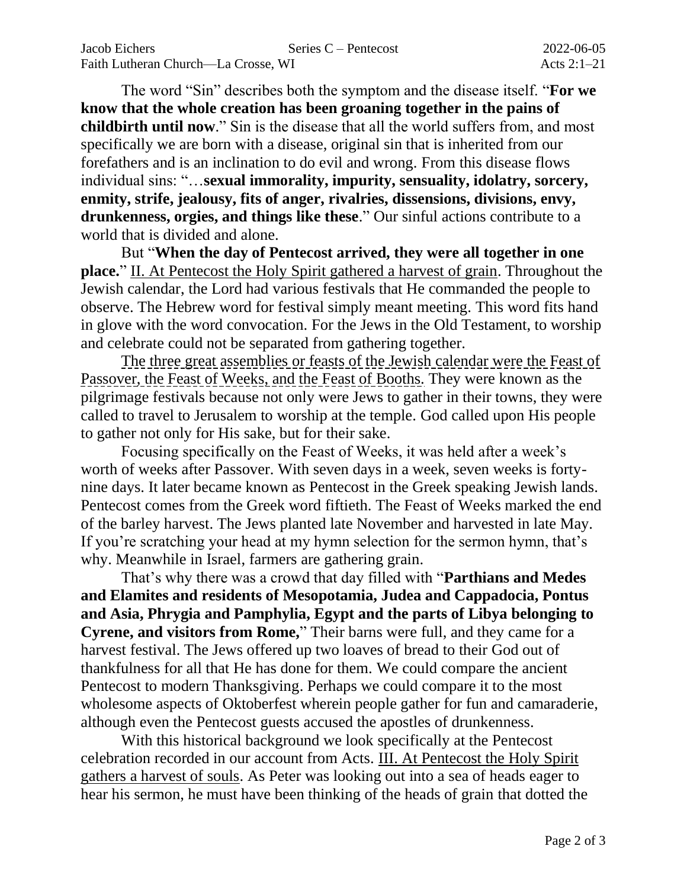The word "Sin" describes both the symptom and the disease itself. "**For we know that the whole creation has been groaning together in the pains of childbirth until now**." Sin is the disease that all the world suffers from, and most specifically we are born with a disease, original sin that is inherited from our forefathers and is an inclination to do evil and wrong. From this disease flows individual sins: "…**sexual immorality, impurity, sensuality, idolatry, sorcery, enmity, strife, jealousy, fits of anger, rivalries, dissensions, divisions, envy, drunkenness, orgies, and things like these**." Our sinful actions contribute to a world that is divided and alone.

But "**When the day of Pentecost arrived, they were all together in one place.**" <u>II. At Pentecost the Holy Spirit gathered a harvest of grain</u>. Throughout the Jewish calendar, the Lord had various festivals that He commanded the people to observe. The Hebrew word for festival simply meant meeting. This word fits hand in glove with the word convocation. For the Jews in the Old Testament, to worship and celebrate could not be separated from gathering together.

The three great assemblies or feasts of the Jewish calendar were the Feast of Passover, the Feast of Weeks, and the Feast of Booths. They were known as the pilgrimage festivals because not only were Jews to gather in their towns, they were called to travel to Jerusalem to worship at the temple. God called upon His people to gather not only for His sake, but for their sake.

Focusing specifically on the Feast of Weeks, it was held after a week's worth of weeks after Passover. With seven days in a week, seven weeks is forty-nine days. It later became known as Pentecost in the Greek speaking Jewish lands. Pentecost comes from the Greek word fiftieth. The Feast of Weeks marked the end of the barley harvest. The Jews planted late November and harvested in late May. If you're scratching your head at my hymn selection for the sermon hymn, that's why. Meanwhile in Israel, farmers are gathering grain.

That's why there was a crowd that day filled with "**Parthians and Medes and Elamites and residents of Mesopotamia, Judea and Cappadocia, Pontus and Asia, Phrygia and Pamphylia, Egypt and the parts of Libya belonging to Cyrene, and visitors from Rome,**" Their barns were full, and they came for a harvest festival. The Jews offered up two loaves of bread to their God out of thankfulness for all that He has done for them. We could compare the ancient Pentecost to modern Thanksgiving. Perhaps we could compare it to the most wholesome aspects of Oktoberfest wherein people gather for fun and camaraderie, although even the Pentecost guests accused the apostles of drunkenness.

With this historical background we look specifically at the Pentecost celebration recorded in our account from Acts. <u>III. At Pentecost the Holy Spirit gathers a harvest of souls</u>. As Peter was looking out into a sea of heads eager to hear his sermon, he must have been thinking of the heads of grain that dotted the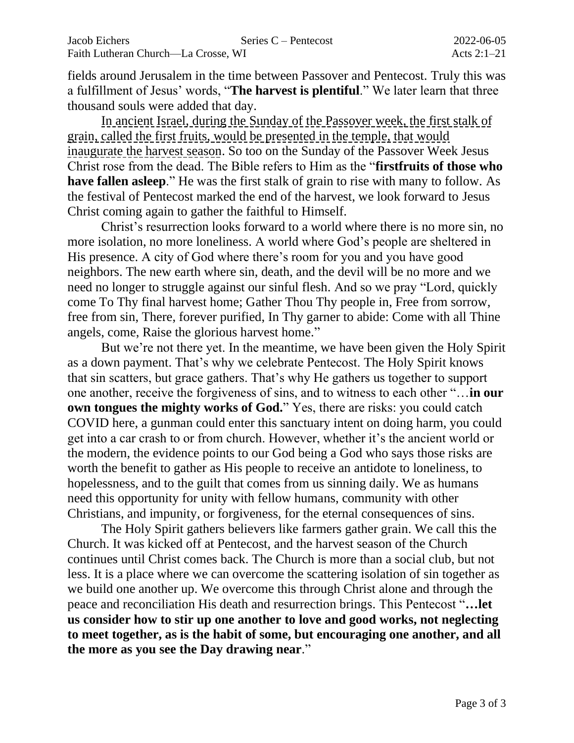fields around Jerusalem in the time between Passover and Pentecost. Truly this was a fulfillment of Jesus' words, "**The harvest is plentiful**." We later learn that three thousand souls were added that day.

In ancient Israel, during the Sunday of the Passover week, the first stalk of grain, called the first fruits, would be presented in the temple, that would inaugurate the harvest season. So too on the Sunday of the Passover Week Jesus Christ rose from the dead. The Bible refers to Him as the "**firstfruits of those who have fallen asleep**." He was the first stalk of grain to rise with many to follow. As the festival of Pentecost marked the end of the harvest, we look forward to Jesus Christ coming again to gather the faithful to Himself.

Christ's resurrection looks forward to a world where there is no more sin, no more isolation, no more loneliness. A world where God's people are sheltered in His presence. A city of God where there's room for you and you have good neighbors. The new earth where sin, death, and the devil will be no more and we need no longer to struggle against our sinful flesh. And so we pray "Lord, quickly come To Thy final harvest home; Gather Thou Thy people in, Free from sorrow, free from sin, There, forever purified, In Thy garner to abide: Come with all Thine angels, come, Raise the glorious harvest home."

But we're not there yet. In the meantime, we have been given the Holy Spirit as a down payment. That's why we celebrate Pentecost. The Holy Spirit knows that sin scatters, but grace gathers. That's why He gathers us together to support one another, receive the forgiveness of sins, and to witness to each other "…**in our own tongues the mighty works of God.**" Yes, there are risks: you could catch COVID here, a gunman could enter this sanctuary intent on doing harm, you could get into a car crash to or from church. However, whether it's the ancient world or the modern, the evidence points to our God being a God who says those risks are worth the benefit to gather as His people to receive an antidote to loneliness, to hopelessness, and to the guilt that comes from us sinning daily. We as humans need this opportunity for unity with fellow humans, community with other Christians, and impunity, or forgiveness, for the eternal consequences of sins.

The Holy Spirit gathers believers like farmers gather grain. We call this the Church. It was kicked off at Pentecost, and the harvest season of the Church continues until Christ comes back. The Church is more than a social club, but not less. It is a place where we can overcome the scattering isolation of sin together as we build one another up. We overcome this through Christ alone and through the peace and reconciliation His death and resurrection brings. This Pentecost "**…let us consider how to stir up one another to love and good works, not neglecting to meet together, as is the habit of some, but encouraging one another, and all the more as you see the Day drawing near**."